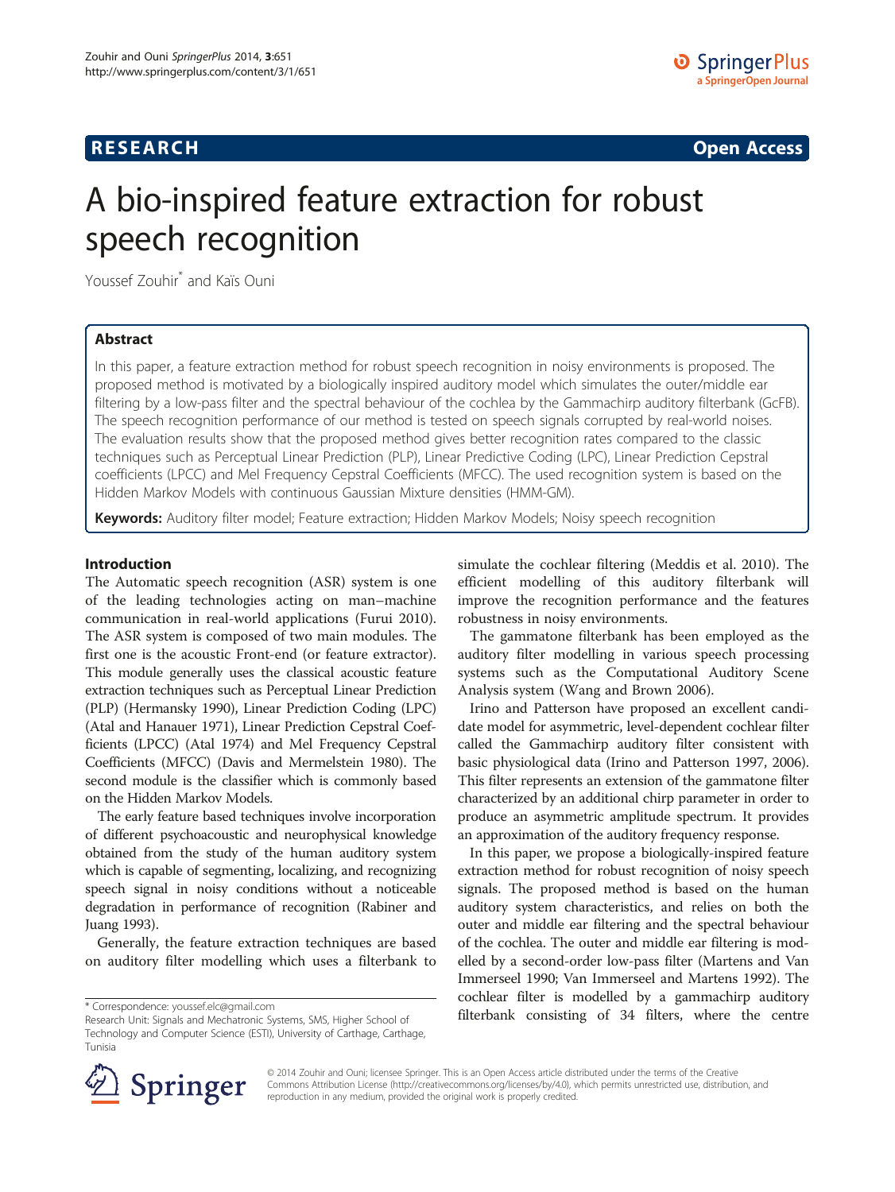RESEARCH Open Access

# A bio-inspired feature extraction for robust speech recognition

Youssef Zouhir* and Kaïs Ouni

## Abstract

In this paper, a feature extraction method for robust speech recognition in noisy environments is proposed. The proposed method is motivated by a biologically inspired auditory model which simulates the outer/middle ear filtering by a low-pass filter and the spectral behaviour of the cochlea by the Gammachirp auditory filterbank (GcFB). The speech recognition performance of our method is tested on speech signals corrupted by real-world noises. The evaluation results show that the proposed method gives better recognition rates compared to the classic techniques such as Perceptual Linear Prediction (PLP), Linear Predictive Coding (LPC), Linear Prediction Cepstral coefficients (LPCC) and Mel Frequency Cepstral Coefficients (MFCC). The used recognition system is based on the Hidden Markov Models with continuous Gaussian Mixture densities (HMM-GM).

**Keywords:** Auditory filter model; Feature extraction; Hidden Markov Models; Noisy speech recognition

## Introduction

The Automatic speech recognition (ASR) system is one of the leading technologies acting on man–machine communication in real-world applications (Furui 2010). The ASR system is composed of two main modules. The first one is the acoustic Front-end (or feature extractor). This module generally uses the classical acoustic feature extraction techniques such as Perceptual Linear Prediction (PLP) (Hermansky 1990), Linear Prediction Coding (LPC) (Atal and Hanauer 1971), Linear Prediction Cepstral Coefficients (LPCC) (Atal 1974) and Mel Frequency Cepstral Coefficients (MFCC) (Davis and Mermelstein 1980). The second module is the classifier which is commonly based on the Hidden Markov Models.

The early feature based techniques involve incorporation of different psychoacoustic and neurophysical knowledge obtained from the study of the human auditory system which is capable of segmenting, localizing, and recognizing speech signal in noisy conditions without a noticeable degradation in performance of recognition (Rabiner and Juang 1993).

Generally, the feature extraction techniques are based on auditory filter modelling which uses a filterbank to simulate the cochlear filtering (Meddis et al. 2010). The efficient modelling of this auditory filterbank will improve the recognition performance and the features robustness in noisy environments.

The gammatone filterbank has been employed as the auditory filter modelling in various speech processing systems such as the Computational Auditory Scene Analysis system (Wang and Brown 2006).

Irino and Patterson have proposed an excellent candidate model for asymmetric, level-dependent cochlear filter called the Gammachirp auditory filter consistent with basic physiological data (Irino and Patterson 1997, 2006). This filter represents an extension of the gammatone filter characterized by an additional chirp parameter in order to produce an asymmetric amplitude spectrum. It provides an approximation of the auditory frequency response.

In this paper, we propose a biologically-inspired feature extraction method for robust recognition of noisy speech signals. The proposed method is based on the human auditory system characteristics, and relies on both the outer and middle ear filtering and the spectral behaviour of the cochlea. The outer and middle ear filtering is modelled by a second-order low-pass filter (Martens and Van Immerseel 1990; Van Immerseel and Martens 1992). The cochlear filter is modelled by a gammachirp auditory filterbank consisting of 34 filters, where the centre

\* Correspondence: youssef.elc@gmail.com
Research Unit: Signals and Mechatronic Systems, SMS, Higher School of Technology and Computer Science (ESTI), University of Carthage, Carthage, Tunisia

© 2014 Zouhir and Ouni; licensee Springer. This is an Open Access article distributed under the terms of the Creative Commons Attribution License (http://creativecommons.org/licenses/by/4.0), which permits unrestricted use, distribution, and reproduction in any medium, provided the original work is properly credited.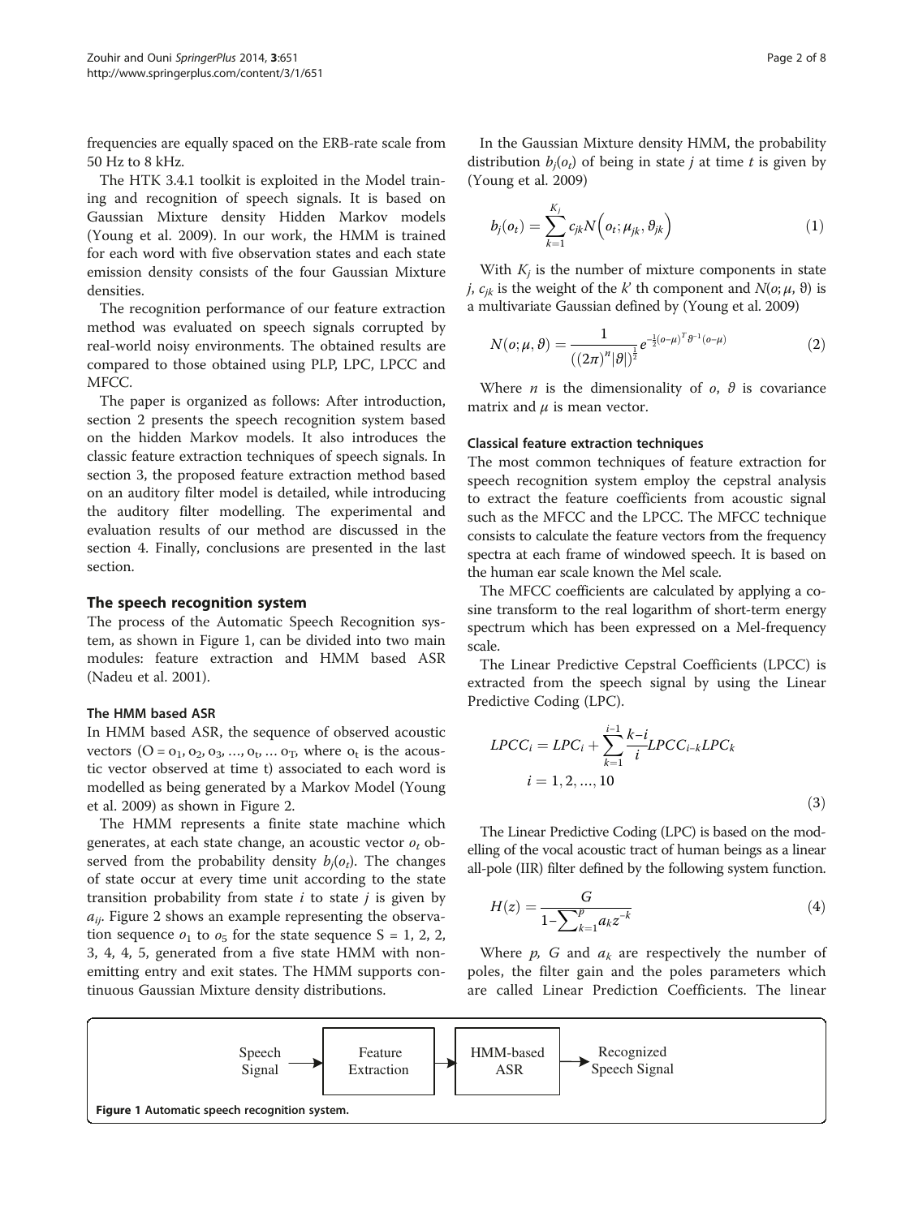frequencies are equally spaced on the ERB-rate scale from 50 Hz to 8 kHz.

The HTK 3.4.1 toolkit is exploited in the Model training and recognition of speech signals. It is based on Gaussian Mixture density Hidden Markov models (Young et al. 2009). In our work, the HMM is trained for each word with five observation states and each state emission density consists of the four Gaussian Mixture densities.

The recognition performance of our feature extraction method was evaluated on speech signals corrupted by real-world noisy environments. The obtained results are compared to those obtained using PLP, LPC, LPCC and MFCC.

The paper is organized as follows: After introduction, section 2 presents the speech recognition system based on the hidden Markov models. It also introduces the classic feature extraction techniques of speech signals. In section 3, the proposed feature extraction method based on an auditory filter model is detailed, while introducing the auditory filter modelling. The experimental and evaluation results of our method are discussed in the section 4. Finally, conclusions are presented in the last section.

## The speech recognition system

The process of the Automatic Speech Recognition system, as shown in Figure 1, can be divided into two main modules: feature extraction and HMM based ASR (Nadeu et al. 2001).

### The HMM based ASR

In HMM based ASR, the sequence of observed acoustic vectors ($O = o_1, o_2, o_3, \ldots, o_t, \ldots o_T$, where $o_t$ is the acoustic vector observed at time t) associated to each word is modelled as being generated by a Markov Model (Young et al. 2009) as shown in Figure 2.

The HMM represents a finite state machine which generates, at each state change, an acoustic vector $o_t$ observed from the probability density $b_j(o_t)$. The changes of state occur at every time unit according to the state transition probability from state $i$ to state $j$ is given by $a_{ij}$. Figure 2 shows an example representing the observation sequence $o_1$ to $o_5$ for the state sequence S = 1, 2, 2, 3, 4, 4, 5, generated from a five state HMM with non-emitting entry and exit states. The HMM supports continuous Gaussian Mixture density distributions.

In the Gaussian Mixture density HMM, the probability distribution $b_j(o_t)$ of being in state $j$ at time $t$ is given by (Young et al. 2009)

$$b_j(o_t) = \sum_{k=1}^{K_j} c_{jk} N\left(o_t; \mu_{jk}, \vartheta_{jk}\right) \tag{1}$$

With $K_j$ is the number of mixture components in state $j$, $c_{jk}$ is the weight of the $k$' th component and $N(o; \mu, \vartheta)$ is a multivariate Gaussian defined by (Young et al. 2009)

$$N(o; \mu, \vartheta) = \frac{1}{\left((2\pi)^n |\vartheta|\right)^{\frac{1}{2}}} e^{-\frac{1}{2}(o-\mu)^T \vartheta^{-1}(o-\mu)} \tag{2}$$

Where $n$ is the dimensionality of $o$, $\vartheta$ is covariance matrix and $\mu$ is mean vector.

### Classical feature extraction techniques

The most common techniques of feature extraction for speech recognition system employ the cepstral analysis to extract the feature coefficients from acoustic signal such as the MFCC and the LPCC. The MFCC technique consists to calculate the feature vectors from the frequency spectra at each frame of windowed speech. It is based on the human ear scale known the Mel scale.

The MFCC coefficients are calculated by applying a cosine transform to the real logarithm of short-term energy spectrum which has been expressed on a Mel-frequency scale.

The Linear Predictive Cepstral Coefficients (LPCC) is extracted from the speech signal by using the Linear Predictive Coding (LPC).

$$LPCC_i = LPC_i + \sum_{k=1}^{i-1} \frac{k-i}{i} LPCC_{i-k} LPC_k$$
$$i = 1, 2, \ldots, 10 \tag{3}$$

The Linear Predictive Coding (LPC) is based on the modelling of the vocal acoustic tract of human beings as a linear all-pole (IIR) filter defined by the following system function.

$$H(z) = \frac{G}{1 - \sum_{k=1}^{p} a_k z^{-k}} \tag{4}$$

Where $p$, $G$ and $a_k$ are respectively the number of poles, the filter gain and the poles parameters which are called Linear Prediction Coefficients. The linear

Speech Signal → Feature Extraction → HMM-based ASR → Recognized Speech Signal

Figure 1 Automatic speech recognition system.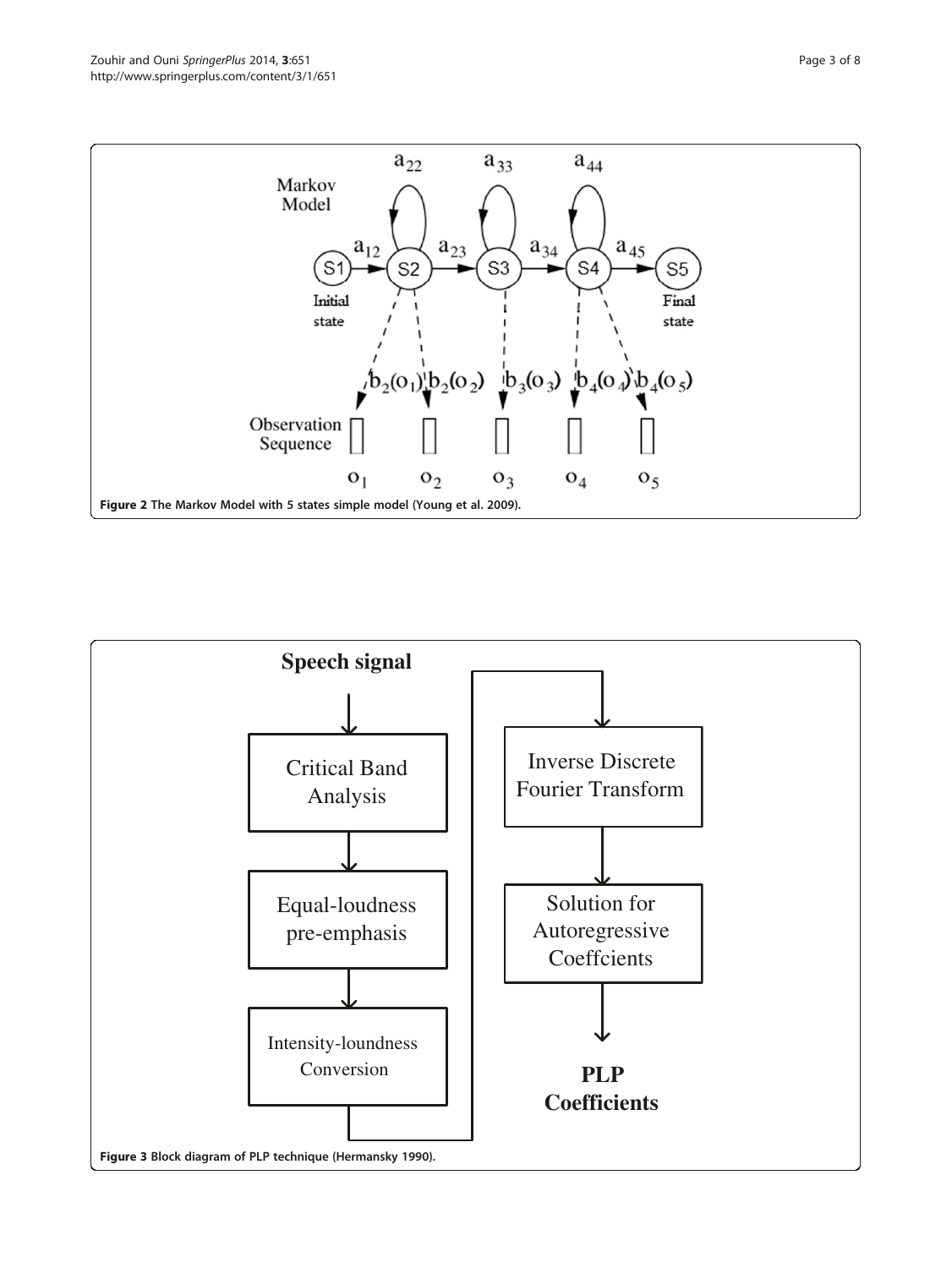**Figure 2** The Markov Model with 5 states simple model (Young et al. 2009).

**Figure 3** Block diagram of PLP technique (Hermansky 1990).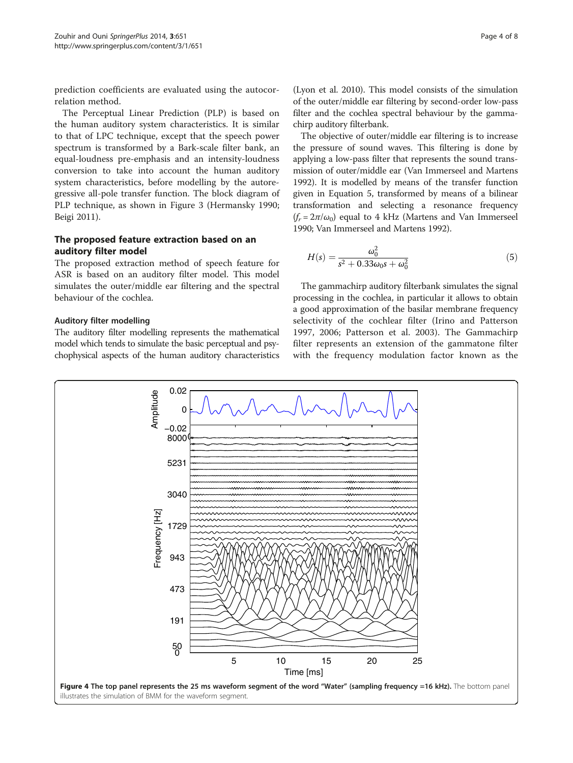prediction coefficients are evaluated using the autocorrelation method.

The Perceptual Linear Prediction (PLP) is based on the human auditory system characteristics. It is similar to that of LPC technique, except that the speech power spectrum is transformed by a Bark-scale filter bank, an equal-loudness pre-emphasis and an intensity-loudness conversion to take into account the human auditory system characteristics, before modelling by the autoregressive all-pole transfer function. The block diagram of PLP technique, as shown in Figure 3 (Hermansky 1990; Beigi 2011).

## The proposed feature extraction based on an auditory filter model

The proposed extraction method of speech feature for ASR is based on an auditory filter model. This model simulates the outer/middle ear filtering and the spectral behaviour of the cochlea.

### Auditory filter modelling

The auditory filter modelling represents the mathematical model which tends to simulate the basic perceptual and psychophysical aspects of the human auditory characteristics (Lyon et al. 2010). This model consists of the simulation of the outer/middle ear filtering by second-order low-pass filter and the cochlea spectral behaviour by the gammachirp auditory filterbank.

The objective of outer/middle ear filtering is to increase the pressure of sound waves. This filtering is done by applying a low-pass filter that represents the sound transmission of outer/middle ear (Van Immerseel and Martens 1992). It is modelled by means of the transfer function given in Equation 5, transformed by means of a bilinear transformation and selecting a resonance frequency ($f_r = 2\pi/\omega_0$) equal to 4 kHz (Martens and Van Immerseel 1990; Van Immerseel and Martens 1992).

$$H(s) = \frac{\omega_0^2}{s^2 + 0.33\omega_0 s + \omega_0^2} \tag{5}$$

The gammachirp auditory filterbank simulates the signal processing in the cochlea, in particular it allows to obtain a good approximation of the basilar membrane frequency selectivity of the cochlear filter (Irino and Patterson 1997, 2006; Patterson et al. 2003). The Gammachirp filter represents an extension of the gammatone filter with the frequency modulation factor known as the

**Figure 4 The top panel represents the 25 ms waveform segment of the word "Water" (sampling frequency =16 kHz).** The bottom panel illustrates the simulation of BMM for the waveform segment.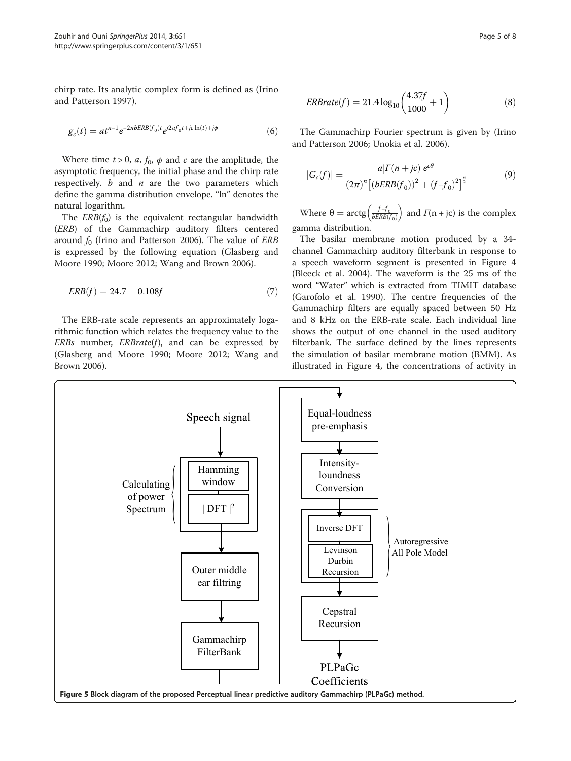chirp rate. Its analytic complex form is defined as (Irino and Patterson 1997).

$$g_c(t) = at^{n-1}e^{-2\pi bERB(f_0)t}e^{j2\pi f_0 t + jc\ln(t) + j\phi} \tag{6}$$

Where time $t > 0$, $a$, $f_0$, $\phi$ and $c$ are the amplitude, the asymptotic frequency, the initial phase and the chirp rate respectively. $b$ and $n$ are the two parameters which define the gamma distribution envelope. "ln" denotes the natural logarithm.

The $ERB(f_0)$ is the equivalent rectangular bandwidth (*ERB*) of the Gammachirp auditory filters centered around $f_0$ (Irino and Patterson 2006). The value of *ERB* is expressed by the following equation (Glasberg and Moore 1990; Moore 2012; Wang and Brown 2006).

$$ERB(f) = 24.7 + 0.108f \tag{7}$$

The ERB-rate scale represents an approximately logarithmic function which relates the frequency value to the *ERBs* number, *ERBrate*(*f*), and can be expressed by (Glasberg and Moore 1990; Moore 2012; Wang and Brown 2006).

$$ERBrate(f) = 21.4\log_{10}\left(\frac{4.37f}{1000} + 1\right) \tag{8}$$

The Gammachirp Fourier spectrum is given by (Irino and Patterson 2006; Unokia et al. 2006).

$$|G_c(f)| = \frac{a|\Gamma(n + jc)|e^{c\theta}}{(2\pi)^n\left[(bERB(f_0))^2 + (f - f_0)^2\right]^{\frac{n}{2}}} \tag{9}$$

Where $\theta = \text{arctg}\left(\frac{f - f_0}{bERB(f_0)}\right)$ and $\Gamma(n + jc)$ is the complex gamma distribution.

The basilar membrane motion produced by a 34-channel Gammachirp auditory filterbank in response to a speech waveform segment is presented in Figure 4 (Bleeck et al. 2004). The waveform is the 25 ms of the word "Water" which is extracted from TIMIT database (Garofolo et al. 1990). The centre frequencies of the Gammachirp filters are equally spaced between 50 Hz and 8 kHz on the ERB-rate scale. Each individual line shows the output of one channel in the used auditory filterbank. The surface defined by the lines represents the simulation of basilar membrane motion (BMM). As illustrated in Figure 4, the concentrations of activity in

**Figure 5 Block diagram of the proposed Perceptual linear predictive auditory Gammachirp (PLPaGc) method.**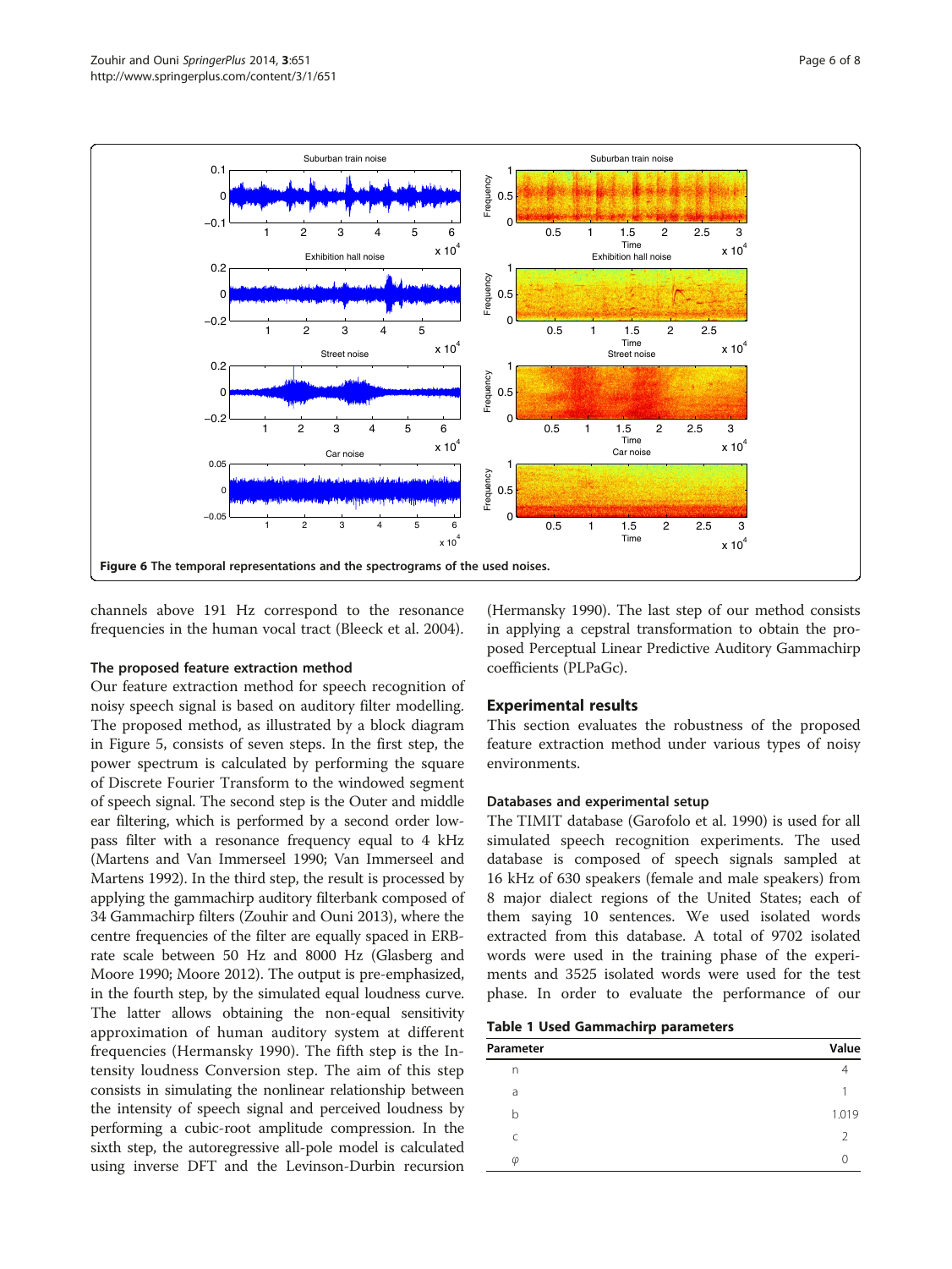Figure 6 The temporal representations and the spectrograms of the used noises.

channels above 191 Hz correspond to the resonance frequencies in the human vocal tract (Bleeck et al. 2004).

### The proposed feature extraction method

Our feature extraction method for speech recognition of noisy speech signal is based on auditory filter modelling. The proposed method, as illustrated by a block diagram in Figure 5, consists of seven steps. In the first step, the power spectrum is calculated by performing the square of Discrete Fourier Transform to the windowed segment of speech signal. The second step is the Outer and middle ear filtering, which is performed by a second order low-pass filter with a resonance frequency equal to 4 kHz (Martens and Van Immerseel 1990; Van Immerseel and Martens 1992). In the third step, the result is processed by applying the gammachirp auditory filterbank composed of 34 Gammachirp filters (Zouhir and Ouni 2013), where the centre frequencies of the filter are equally spaced in ERB-rate scale between 50 Hz and 8000 Hz (Glasberg and Moore 1990; Moore 2012). The output is pre-emphasized, in the fourth step, by the simulated equal loudness curve. The latter allows obtaining the non-equal sensitivity approximation of human auditory system at different frequencies (Hermansky 1990). The fifth step is the Intensity loudness Conversion step. The aim of this step consists in simulating the nonlinear relationship between the intensity of speech signal and perceived loudness by performing a cubic-root amplitude compression. In the sixth step, the autoregressive all-pole model is calculated using inverse DFT and the Levinson-Durbin recursion (Hermansky 1990). The last step of our method consists in applying a cepstral transformation to obtain the proposed Perceptual Linear Predictive Auditory Gammachirp coefficients (PLPaGc).

## Experimental results

This section evaluates the robustness of the proposed feature extraction method under various types of noisy environments.

### Databases and experimental setup

The TIMIT database (Garofolo et al. 1990) is used for all simulated speech recognition experiments. The used database is composed of speech signals sampled at 16 kHz of 630 speakers (female and male speakers) from 8 major dialect regions of the United States; each of them saying 10 sentences. We used isolated words extracted from this database. A total of 9702 isolated words were used in the training phase of the experiments and 3525 isolated words were used for the test phase. In order to evaluate the performance of our

**Table 1 Used Gammachirp parameters**

| Parameter | Value |
| --- | --- |
| n | 4 |
| a | 1 |
| b | 1.019 |
| c | 2 |
| $\varphi$ | 0 |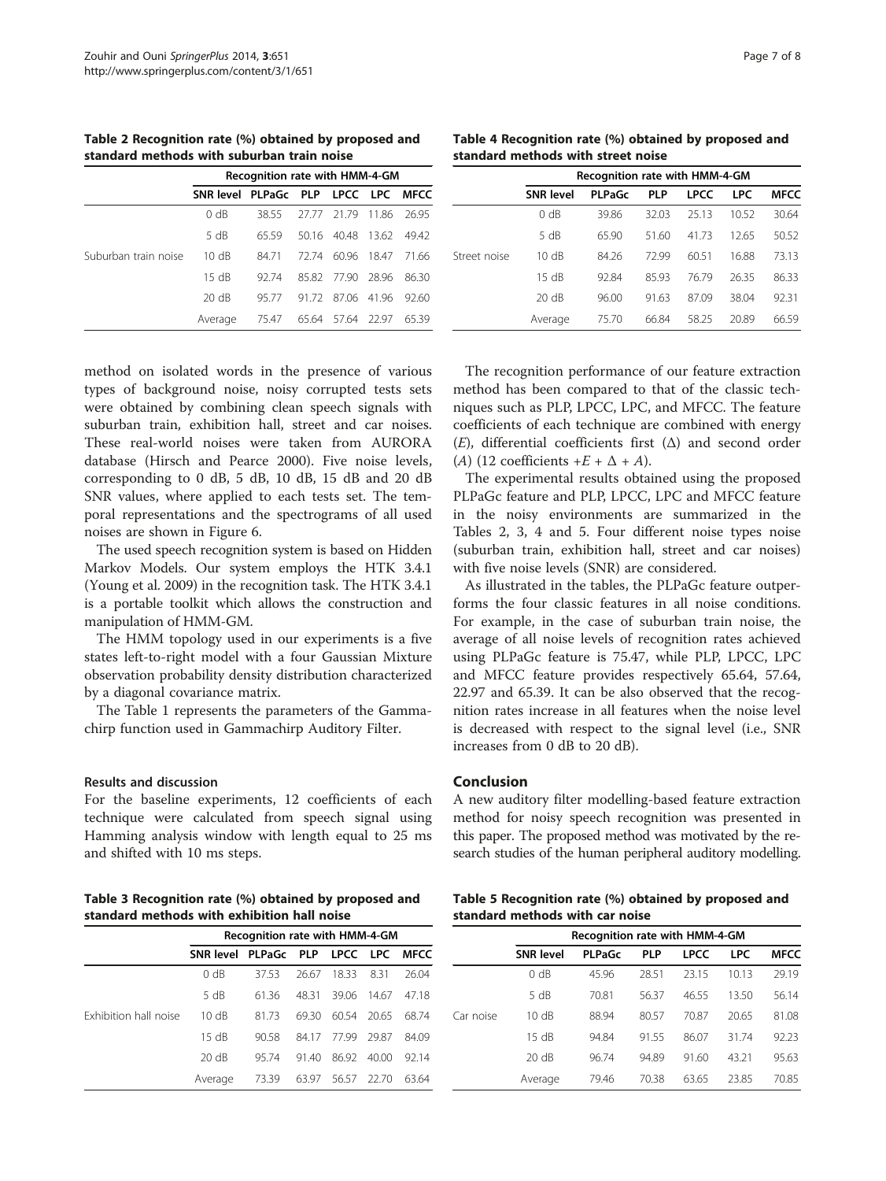**Table 2 Recognition rate (%) obtained by proposed and standard methods with suburban train noise**

| | Recognition rate with HMM-4-GM | | | | | |
|---|---|---|---|---|---|---|
| | SNR level | PLPaGc | PLP | LPCC | LPC | MFCC |
| Suburban train noise | 0 dB | 38.55 | 27.77 | 21.79 | 11.86 | 26.95 |
| | 5 dB | 65.59 | 50.16 | 40.48 | 13.62 | 49.42 |
| | 10 dB | 84.71 | 72.74 | 60.96 | 18.47 | 71.66 |
| | 15 dB | 92.74 | 85.82 | 77.90 | 28.96 | 86.30 |
| | 20 dB | 95.77 | 91.72 | 87.06 | 41.96 | 92.60 |
| | Average | 75.47 | 65.64 | 57.64 | 22.97 | 65.39 |

method on isolated words in the presence of various types of background noise, noisy corrupted tests sets were obtained by combining clean speech signals with suburban train, exhibition hall, street and car noises. These real-world noises were taken from AURORA database (Hirsch and Pearce 2000). Five noise levels, corresponding to 0 dB, 5 dB, 10 dB, 15 dB and 20 dB SNR values, where applied to each tests set. The temporal representations and the spectrograms of all used noises are shown in Figure 6.

The used speech recognition system is based on Hidden Markov Models. Our system employs the HTK 3.4.1 (Young et al. 2009) in the recognition task. The HTK 3.4.1 is a portable toolkit which allows the construction and manipulation of HMM-GM.

The HMM topology used in our experiments is a five states left-to-right model with a four Gaussian Mixture observation probability density distribution characterized by a diagonal covariance matrix.

The Table 1 represents the parameters of the Gammachirp function used in Gammachirp Auditory Filter.

### Results and discussion

For the baseline experiments, 12 coefficients of each technique were calculated from speech signal using Hamming analysis window with length equal to 25 ms and shifted with 10 ms steps.

**Table 3 Recognition rate (%) obtained by proposed and standard methods with exhibition hall noise**

| | Recognition rate with HMM-4-GM | | | | | |
|---|---|---|---|---|---|---|
| | SNR level | PLPaGc | PLP | LPCC | LPC | MFCC |
| Exhibition hall noise | 0 dB | 37.53 | 26.67 | 18.33 | 8.31 | 26.04 |
| | 5 dB | 61.36 | 48.31 | 39.06 | 14.67 | 47.18 |
| | 10 dB | 81.73 | 69.30 | 60.54 | 20.65 | 68.74 |
| | 15 dB | 90.58 | 84.17 | 77.99 | 29.87 | 84.09 |
| | 20 dB | 95.74 | 91.40 | 86.92 | 40.00 | 92.14 |
| | Average | 73.39 | 63.97 | 56.57 | 22.70 | 63.64 |

**Table 4 Recognition rate (%) obtained by proposed and standard methods with street noise**

| | Recognition rate with HMM-4-GM | | | | | |
|---|---|---|---|---|---|---|
| | SNR level | PLPaGc | PLP | LPCC | LPC | MFCC |
| Street noise | 0 dB | 39.86 | 32.03 | 25.13 | 10.52 | 30.64 |
| | 5 dB | 65.90 | 51.60 | 41.73 | 12.65 | 50.52 |
| | 10 dB | 84.26 | 72.99 | 60.51 | 16.88 | 73.13 |
| | 15 dB | 92.84 | 85.93 | 76.79 | 26.35 | 86.33 |
| | 20 dB | 96.00 | 91.63 | 87.09 | 38.04 | 92.31 |
| | Average | 75.70 | 66.84 | 58.25 | 20.89 | 66.59 |

The recognition performance of our feature extraction method has been compared to that of the classic techniques such as PLP, LPCC, LPC, and MFCC. The feature coefficients of each technique are combined with energy ($E$), differential coefficients first ($\Delta$) and second order ($A$) (12 coefficients $+E + \Delta + A$).

The experimental results obtained using the proposed PLPaGc feature and PLP, LPCC, LPC and MFCC feature in the noisy environments are summarized in the Tables 2, 3, 4 and 5. Four different noise types noise (suburban train, exhibition hall, street and car noises) with five noise levels (SNR) are considered.

As illustrated in the tables, the PLPaGc feature outperforms the four classic features in all noise conditions. For example, in the case of suburban train noise, the average of all noise levels of recognition rates achieved using PLPaGc feature is 75.47, while PLP, LPCC, LPC and MFCC feature provides respectively 65.64, 57.64, 22.97 and 65.39. It can be also observed that the recognition rates increase in all features when the noise level is decreased with respect to the signal level (i.e., SNR increases from 0 dB to 20 dB).

## Conclusion

A new auditory filter modelling-based feature extraction method for noisy speech recognition was presented in this paper. The proposed method was motivated by the research studies of the human peripheral auditory modelling.

**Table 5 Recognition rate (%) obtained by proposed and standard methods with car noise**

| | Recognition rate with HMM-4-GM | | | | | |
|---|---|---|---|---|---|---|
| | SNR level | PLPaGc | PLP | LPCC | LPC | MFCC |
| Car noise | 0 dB | 45.96 | 28.51 | 23.15 | 10.13 | 29.19 |
| | 5 dB | 70.81 | 56.37 | 46.55 | 13.50 | 56.14 |
| | 10 dB | 88.94 | 80.57 | 70.87 | 20.65 | 81.08 |
| | 15 dB | 94.84 | 91.55 | 86.07 | 31.74 | 92.23 |
| | 20 dB | 96.74 | 94.89 | 91.60 | 43.21 | 95.63 |
| | Average | 79.46 | 70.38 | 63.65 | 23.85 | 70.85 |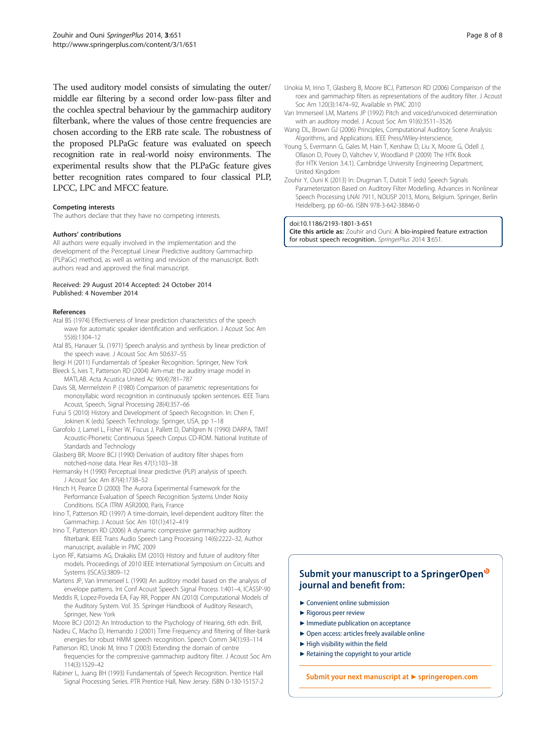The used auditory model consists of simulating the outer/middle ear filtering by a second order low-pass filter and the cochlea spectral behaviour by the gammachirp auditory filterbank, where the values of those centre frequencies are chosen according to the ERB rate scale. The robustness of the proposed PLPaGc feature was evaluated on speech recognition rate in real-world noisy environments. The experimental results show that the PLPaGc feature gives better recognition rates compared to four classical PLP, LPCC, LPC and MFCC feature.

#### Competing interests

The authors declare that they have no competing interests.

#### Authors' contributions

All authors were equally involved in the implementation and the development of the Perceptual Linear Predictive auditory Gammachirp (PLPaGc) method, as well as writing and revision of the manuscript. Both authors read and approved the final manuscript.

Received: 29 August 2014 Accepted: 24 October 2014
Published: 4 November 2014

#### References

Atal BS (1974) Effectiveness of linear prediction characteristics of the speech wave for automatic speaker identification and verification. J Acoust Soc Am 55(6):1304–12

Atal BS, Hanauer SL (1971) Speech analysis and synthesis by linear prediction of the speech wave. J Acoust Soc Am 50:637–55

Beigi H (2011) Fundamentals of Speaker Recognition. Springer, New York

Bleeck S, Ives T, Patterson RD (2004) Aim-mat: the auditry image model in MATLAB. Acta Acustica United Ac 90(4):781–787

Davis SB, Mermelstein P (1980) Comparison of parametric representations for monosyllabic word recognition in continuously spoken sentences. IEEE Trans Acoust, Speech, Signal Processing 28(4):357–66

Furui S (2010) History and Development of Speech Recognition. In: Chen F, Jokinen K (eds) Speech Technology. Springer, USA, pp 1–18

Garofolo J, Lamel L, Fisher W, Fiscus J, Pallett D, Dahlgren N (1990) DARPA, TIMIT Acoustic-Phonetic Continuous Speech Corpus CD-ROM. National Institute of Standards and Technology

Glasberg BR, Moore BCJ (1990) Derivation of auditory filter shapes from notched-noise data. Hear Res 47(1):103–38

Hermansky H (1990) Perceptual linear predictive (PLP) analysis of speech. J Acoust Soc Am 87(4):1738–52

Hirsch H, Pearce D (2000) The Aurora Experimental Framework for the Performance Evaluation of Speech Recognition Systems Under Noisy Conditions. ISCA ITRW ASR2000, Paris, France

Irino T, Patterson RD (1997) A time-domain, level-dependent auditory filter: the Gammachirp. J Acoust Soc Am 101(1):412–419

Irino T, Patterson RD (2006) A dynamic compressive gammachirp auditory filterbank. IEEE Trans Audio Speech Lang Processing 14(6):2222–32, Author manuscript, available in PMC 2009

Lyon RF, Katsiamis AG, Drakakis EM (2010) History and future of auditory filter models. Proceedings of 2010 IEEE International Symposium on Circuits and Systems (ISCAS):3809–12

Martens JP, Van Immerseel L (1990) An auditory model based on the analysis of envelope patterns. Int Conf Acoust Speech Signal Process 1:401–4, ICASSP-90

Meddis R, Lopez-Poveda EA, Fay RR, Popper AN (2010) Computational Models of the Auditory System. Vol. 35. Springer Handbook of Auditory Research, Springer, New York

Moore BCJ (2012) An Introduction to the Psychology of Hearing, 6th edn. Brill,

Nadeu C, Macho D, Hernando J (2001) Time Frequency and filtering of filter-bank energies for robust HMM speech recognition. Speech Comm 34(1):93–114

Patterson RD, Unoki M, Irino T (2003) Extending the domain of centre frequencies for the compressive gammachirp auditory filter. J Acoust Soc Am 114(3):1529–42

Rabiner L, Juang BH (1993) Fundamentals of Speech Recognition. Prentice Hall Signal Processing Series. PTR Prentice Hall, New Jersey. ISBN 0-130-15157-2

Unokia M, Irino T, Glasberg B, Moore BCJ, Patterson RD (2006) Comparison of the roex and gammachirp filters as representations of the auditory filter. J Acoust Soc Am 120(3):1474–92, Available in PMC 2010

Van Immerseel LM, Martens JP (1992) Pitch and voiced/unvoiced determination with an auditory model. J Acoust Soc Am 91(6):3511–3526

Wang DL, Brown GJ (2006) Principles, Computational Auditory Scene Analysis: Algorithms, and Applications. IEEE Press/Wiley-Interscience,

Young S, Evermann G, Gales M, Hain T, Kershaw D, Liu X, Moore G, Odell J, Ollason D, Povey D, Valtchev V, Woodland P (2009) The HTK Book (for HTK Version 3.4.1). Cambridge University Engineering Department, United Kingdom

Zouhir Y, Ouni K (2013) In: Drugman T, Dutoit T (eds) Speech Signals Parameterization Based on Auditory Filter Modelling. Advances in Nonlinear Speech Processing LNAI 7911, NOLISP 2013, Mons, Belgium. Springer, Berlin Heidelberg, pp 60–66. ISBN 978-3-642-38846-0

doi:10.1186/2193-1801-3-651
**Cite this article as:** Zouhir and Ouni: A bio-inspired feature extraction for robust speech recognition. *SpringerPlus* 2014 **3**:651.

**Submit your manuscript to a SpringerOpen journal and benefit from:**

- ► Convenient online submission
- ► Rigorous peer review
- ► Immediate publication on acceptance
- ► Open access: articles freely available online
- ► High visibility within the field
- ► Retaining the copyright to your article

**Submit your next manuscript at ► springeropen.com**